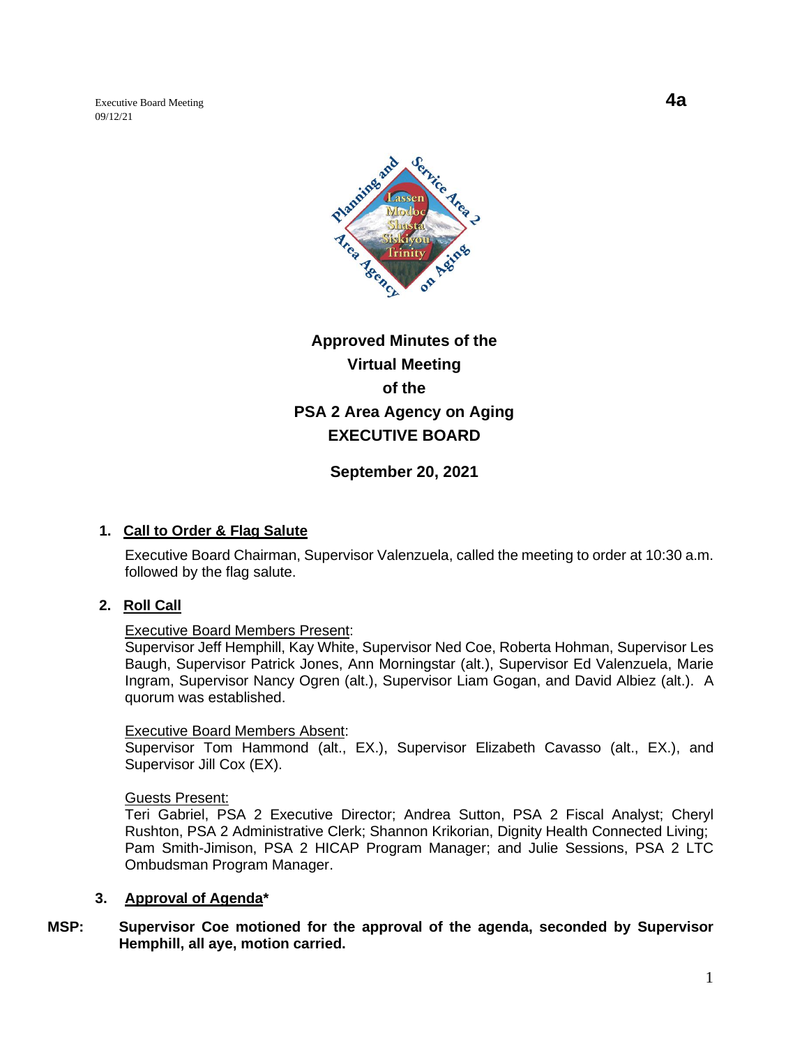Executive Board Meeting
09/12/21

**4a**

# Approved Minutes of the Virtual Meeting of the PSA 2 Area Agency on Aging EXECUTIVE BOARD

**September 20, 2021**

1. **Call to Order & Flag Salute**

   Executive Board Chairman, Supervisor Valenzuela, called the meeting to order at 10:30 a.m. followed by the flag salute.

2. **Roll Call**

   Executive Board Members Present:
   Supervisor Jeff Hemphill, Kay White, Supervisor Ned Coe, Roberta Hohman, Supervisor Les Baugh, Supervisor Patrick Jones, Ann Morningstar (alt.), Supervisor Ed Valenzuela, Marie Ingram, Supervisor Nancy Ogren (alt.), Supervisor Liam Gogan, and David Albiez (alt.). A quorum was established.

   Executive Board Members Absent:
   Supervisor Tom Hammond (alt., EX.), Supervisor Elizabeth Cavasso (alt., EX.), and Supervisor Jill Cox (EX).

   Guests Present:
   Teri Gabriel, PSA 2 Executive Director; Andrea Sutton, PSA 2 Fiscal Analyst; Cheryl Rushton, PSA 2 Administrative Clerk; Shannon Krikorian, Dignity Health Connected Living; Pam Smith-Jimison, PSA 2 HICAP Program Manager; and Julie Sessions, PSA 2 LTC Ombudsman Program Manager.

3. **Approval of Agenda***

**MSP: Supervisor Coe motioned for the approval of the agenda, seconded by Supervisor Hemphill, all aye, motion carried.**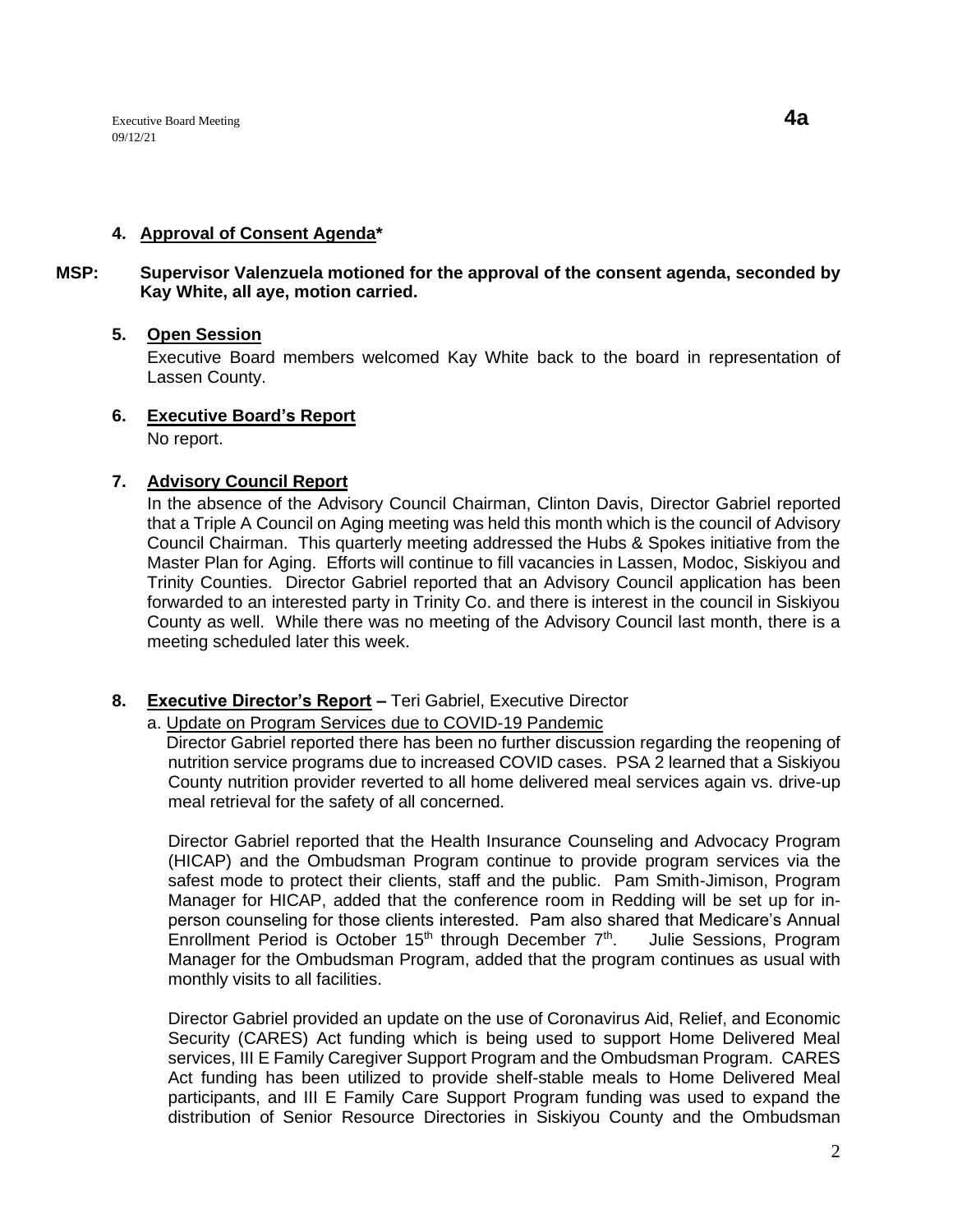### 4. Approval of Consent Agenda*

**MSP: Supervisor Valenzuela motioned for the approval of the consent agenda, seconded by Kay White, all aye, motion carried.**

### 5. Open Session

Executive Board members welcomed Kay White back to the board in representation of Lassen County.

### 6. Executive Board's Report

No report.

### 7. Advisory Council Report

In the absence of the Advisory Council Chairman, Clinton Davis, Director Gabriel reported that a Triple A Council on Aging meeting was held this month which is the council of Advisory Council Chairman. This quarterly meeting addressed the Hubs & Spokes initiative from the Master Plan for Aging. Efforts will continue to fill vacancies in Lassen, Modoc, Siskiyou and Trinity Counties. Director Gabriel reported that an Advisory Council application has been forwarded to an interested party in Trinity Co. and there is interest in the council in Siskiyou County as well. While there was no meeting of the Advisory Council last month, there is a meeting scheduled later this week.

### 8. Executive Director's Report – Teri Gabriel, Executive Director

a. Update on Program Services due to COVID-19 Pandemic

Director Gabriel reported there has been no further discussion regarding the reopening of nutrition service programs due to increased COVID cases. PSA 2 learned that a Siskiyou County nutrition provider reverted to all home delivered meal services again vs. drive-up meal retrieval for the safety of all concerned.

Director Gabriel reported that the Health Insurance Counseling and Advocacy Program (HICAP) and the Ombudsman Program continue to provide program services via the safest mode to protect their clients, staff and the public. Pam Smith-Jimison, Program Manager for HICAP, added that the conference room in Redding will be set up for in-person counseling for those clients interested. Pam also shared that Medicare's Annual Enrollment Period is October 15th through December 7th. Julie Sessions, Program Manager for the Ombudsman Program, added that the program continues as usual with monthly visits to all facilities.

Director Gabriel provided an update on the use of Coronavirus Aid, Relief, and Economic Security (CARES) Act funding which is being used to support Home Delivered Meal services, III E Family Caregiver Support Program and the Ombudsman Program. CARES Act funding has been utilized to provide shelf-stable meals to Home Delivered Meal participants, and III E Family Care Support Program funding was used to expand the distribution of Senior Resource Directories in Siskiyou County and the Ombudsman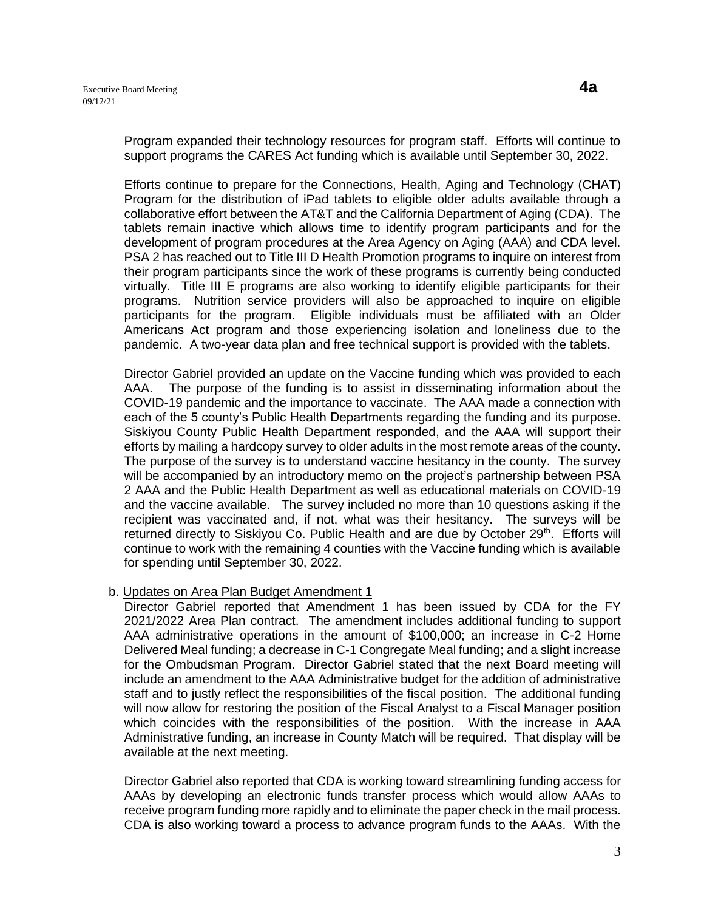Program expanded their technology resources for program staff. Efforts will continue to support programs the CARES Act funding which is available until September 30, 2022.

Efforts continue to prepare for the Connections, Health, Aging and Technology (CHAT) Program for the distribution of iPad tablets to eligible older adults available through a collaborative effort between the AT&T and the California Department of Aging (CDA). The tablets remain inactive which allows time to identify program participants and for the development of program procedures at the Area Agency on Aging (AAA) and CDA level. PSA 2 has reached out to Title III D Health Promotion programs to inquire on interest from their program participants since the work of these programs is currently being conducted virtually. Title III E programs are also working to identify eligible participants for their programs. Nutrition service providers will also be approached to inquire on eligible participants for the program. Eligible individuals must be affiliated with an Older Americans Act program and those experiencing isolation and loneliness due to the pandemic. A two-year data plan and free technical support is provided with the tablets.

Director Gabriel provided an update on the Vaccine funding which was provided to each AAA. The purpose of the funding is to assist in disseminating information about the COVID-19 pandemic and the importance to vaccinate. The AAA made a connection with each of the 5 county's Public Health Departments regarding the funding and its purpose. Siskiyou County Public Health Department responded, and the AAA will support their efforts by mailing a hardcopy survey to older adults in the most remote areas of the county. The purpose of the survey is to understand vaccine hesitancy in the county. The survey will be accompanied by an introductory memo on the project's partnership between PSA 2 AAA and the Public Health Department as well as educational materials on COVID-19 and the vaccine available. The survey included no more than 10 questions asking if the recipient was vaccinated and, if not, what was their hesitancy. The surveys will be returned directly to Siskiyou Co. Public Health and are due by October 29th. Efforts will continue to work with the remaining 4 counties with the Vaccine funding which is available for spending until September 30, 2022.

b. Updates on Area Plan Budget Amendment 1

Director Gabriel reported that Amendment 1 has been issued by CDA for the FY 2021/2022 Area Plan contract. The amendment includes additional funding to support AAA administrative operations in the amount of $100,000; an increase in C-2 Home Delivered Meal funding; a decrease in C-1 Congregate Meal funding; and a slight increase for the Ombudsman Program. Director Gabriel stated that the next Board meeting will include an amendment to the AAA Administrative budget for the addition of administrative staff and to justly reflect the responsibilities of the fiscal position. The additional funding will now allow for restoring the position of the Fiscal Analyst to a Fiscal Manager position which coincides with the responsibilities of the position. With the increase in AAA Administrative funding, an increase in County Match will be required. That display will be available at the next meeting.

Director Gabriel also reported that CDA is working toward streamlining funding access for AAAs by developing an electronic funds transfer process which would allow AAAs to receive program funding more rapidly and to eliminate the paper check in the mail process. CDA is also working toward a process to advance program funds to the AAAs. With the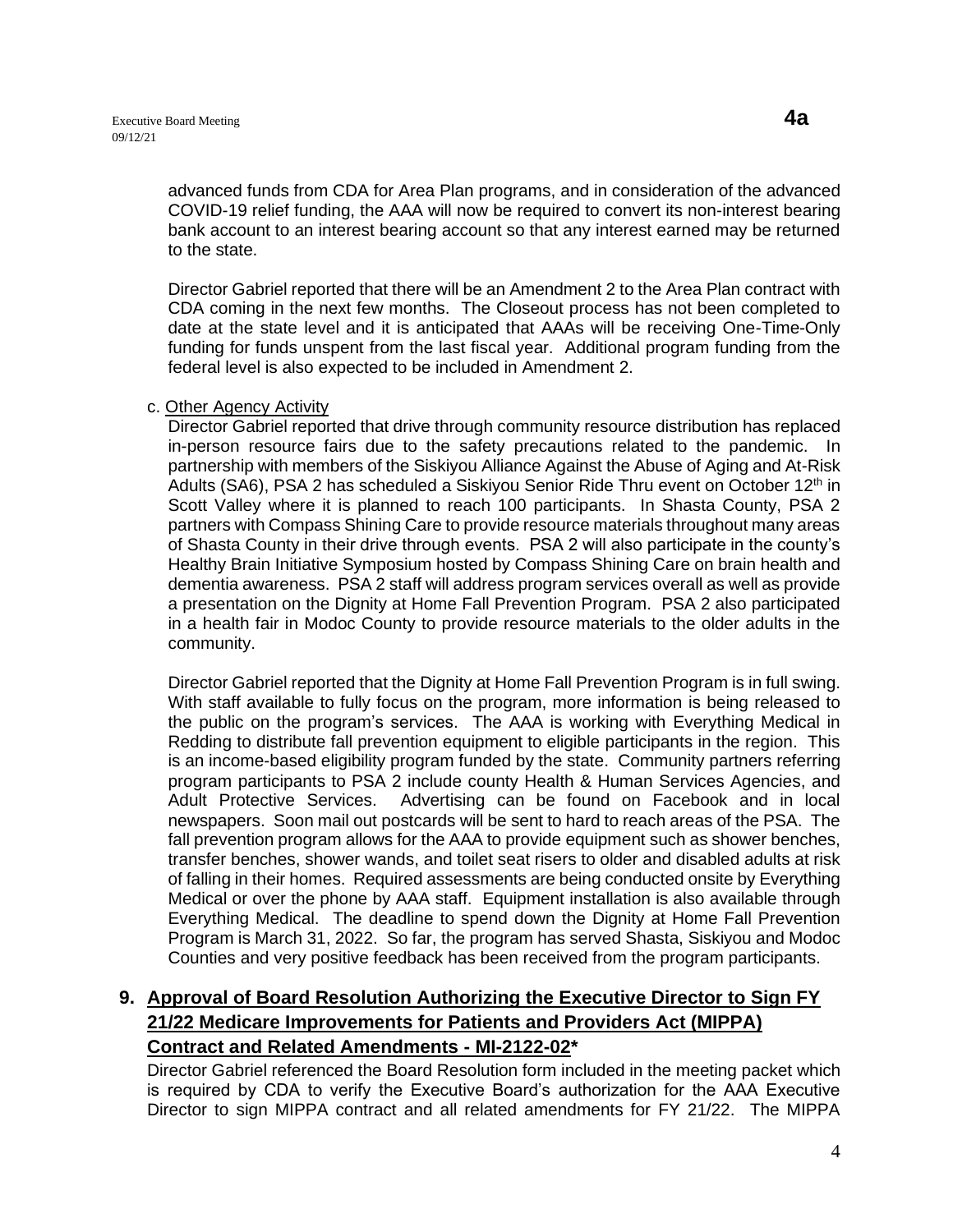advanced funds from CDA for Area Plan programs, and in consideration of the advanced COVID-19 relief funding, the AAA will now be required to convert its non-interest bearing bank account to an interest bearing account so that any interest earned may be returned to the state.

Director Gabriel reported that there will be an Amendment 2 to the Area Plan contract with CDA coming in the next few months. The Closeout process has not been completed to date at the state level and it is anticipated that AAAs will be receiving One-Time-Only funding for funds unspent from the last fiscal year. Additional program funding from the federal level is also expected to be included in Amendment 2.

c. Other Agency Activity

Director Gabriel reported that drive through community resource distribution has replaced in-person resource fairs due to the safety precautions related to the pandemic. In partnership with members of the Siskiyou Alliance Against the Abuse of Aging and At-Risk Adults (SA6), PSA 2 has scheduled a Siskiyou Senior Ride Thru event on October 12th in Scott Valley where it is planned to reach 100 participants. In Shasta County, PSA 2 partners with Compass Shining Care to provide resource materials throughout many areas of Shasta County in their drive through events. PSA 2 will also participate in the county's Healthy Brain Initiative Symposium hosted by Compass Shining Care on brain health and dementia awareness. PSA 2 staff will address program services overall as well as provide a presentation on the Dignity at Home Fall Prevention Program. PSA 2 also participated in a health fair in Modoc County to provide resource materials to the older adults in the community.

Director Gabriel reported that the Dignity at Home Fall Prevention Program is in full swing. With staff available to fully focus on the program, more information is being released to the public on the program's services. The AAA is working with Everything Medical in Redding to distribute fall prevention equipment to eligible participants in the region. This is an income-based eligibility program funded by the state. Community partners referring program participants to PSA 2 include county Health & Human Services Agencies, and Adult Protective Services. Advertising can be found on Facebook and in local newspapers. Soon mail out postcards will be sent to hard to reach areas of the PSA. The fall prevention program allows for the AAA to provide equipment such as shower benches, transfer benches, shower wands, and toilet seat risers to older and disabled adults at risk of falling in their homes. Required assessments are being conducted onsite by Everything Medical or over the phone by AAA staff. Equipment installation is also available through Everything Medical. The deadline to spend down the Dignity at Home Fall Prevention Program is March 31, 2022. So far, the program has served Shasta, Siskiyou and Modoc Counties and very positive feedback has been received from the program participants.

## 9. Approval of Board Resolution Authorizing the Executive Director to Sign FY 21/22 Medicare Improvements for Patients and Providers Act (MIPPA) Contract and Related Amendments - MI-2122-02*

Director Gabriel referenced the Board Resolution form included in the meeting packet which is required by CDA to verify the Executive Board's authorization for the AAA Executive Director to sign MIPPA contract and all related amendments for FY 21/22. The MIPPA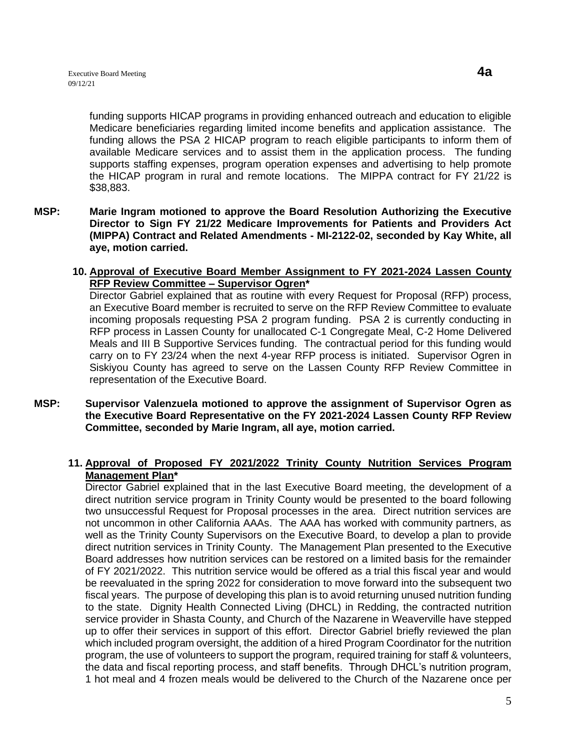funding supports HICAP programs in providing enhanced outreach and education to eligible Medicare beneficiaries regarding limited income benefits and application assistance. The funding allows the PSA 2 HICAP program to reach eligible participants to inform them of available Medicare services and to assist them in the application process. The funding supports staffing expenses, program operation expenses and advertising to help promote the HICAP program in rural and remote locations. The MIPPA contract for FY 21/22 is $38,883.

**MSP: Marie Ingram motioned to approve the Board Resolution Authorizing the Executive Director to Sign FY 21/22 Medicare Improvements for Patients and Providers Act (MIPPA) Contract and Related Amendments - MI-2122-02, seconded by Kay White, all aye, motion carried.**

10. **Approval of Executive Board Member Assignment to FY 2021-2024 Lassen County RFP Review Committee – Supervisor Ogren***

Director Gabriel explained that as routine with every Request for Proposal (RFP) process, an Executive Board member is recruited to serve on the RFP Review Committee to evaluate incoming proposals requesting PSA 2 program funding. PSA 2 is currently conducting in RFP process in Lassen County for unallocated C-1 Congregate Meal, C-2 Home Delivered Meals and III B Supportive Services funding. The contractual period for this funding would carry on to FY 23/24 when the next 4-year RFP process is initiated. Supervisor Ogren in Siskiyou County has agreed to serve on the Lassen County RFP Review Committee in representation of the Executive Board.

**MSP: Supervisor Valenzuela motioned to approve the assignment of Supervisor Ogren as the Executive Board Representative on the FY 2021-2024 Lassen County RFP Review Committee, seconded by Marie Ingram, all aye, motion carried.**

11. **Approval of Proposed FY 2021/2022 Trinity County Nutrition Services Program Management Plan***

Director Gabriel explained that in the last Executive Board meeting, the development of a direct nutrition service program in Trinity County would be presented to the board following two unsuccessful Request for Proposal processes in the area. Direct nutrition services are not uncommon in other California AAAs. The AAA has worked with community partners, as well as the Trinity County Supervisors on the Executive Board, to develop a plan to provide direct nutrition services in Trinity County. The Management Plan presented to the Executive Board addresses how nutrition services can be restored on a limited basis for the remainder of FY 2021/2022. This nutrition service would be offered as a trial this fiscal year and would be reevaluated in the spring 2022 for consideration to move forward into the subsequent two fiscal years. The purpose of developing this plan is to avoid returning unused nutrition funding to the state. Dignity Health Connected Living (DHCL) in Redding, the contracted nutrition service provider in Shasta County, and Church of the Nazarene in Weaverville have stepped up to offer their services in support of this effort. Director Gabriel briefly reviewed the plan which included program oversight, the addition of a hired Program Coordinator for the nutrition program, the use of volunteers to support the program, required training for staff & volunteers, the data and fiscal reporting process, and staff benefits. Through DHCL's nutrition program, 1 hot meal and 4 frozen meals would be delivered to the Church of the Nazarene once per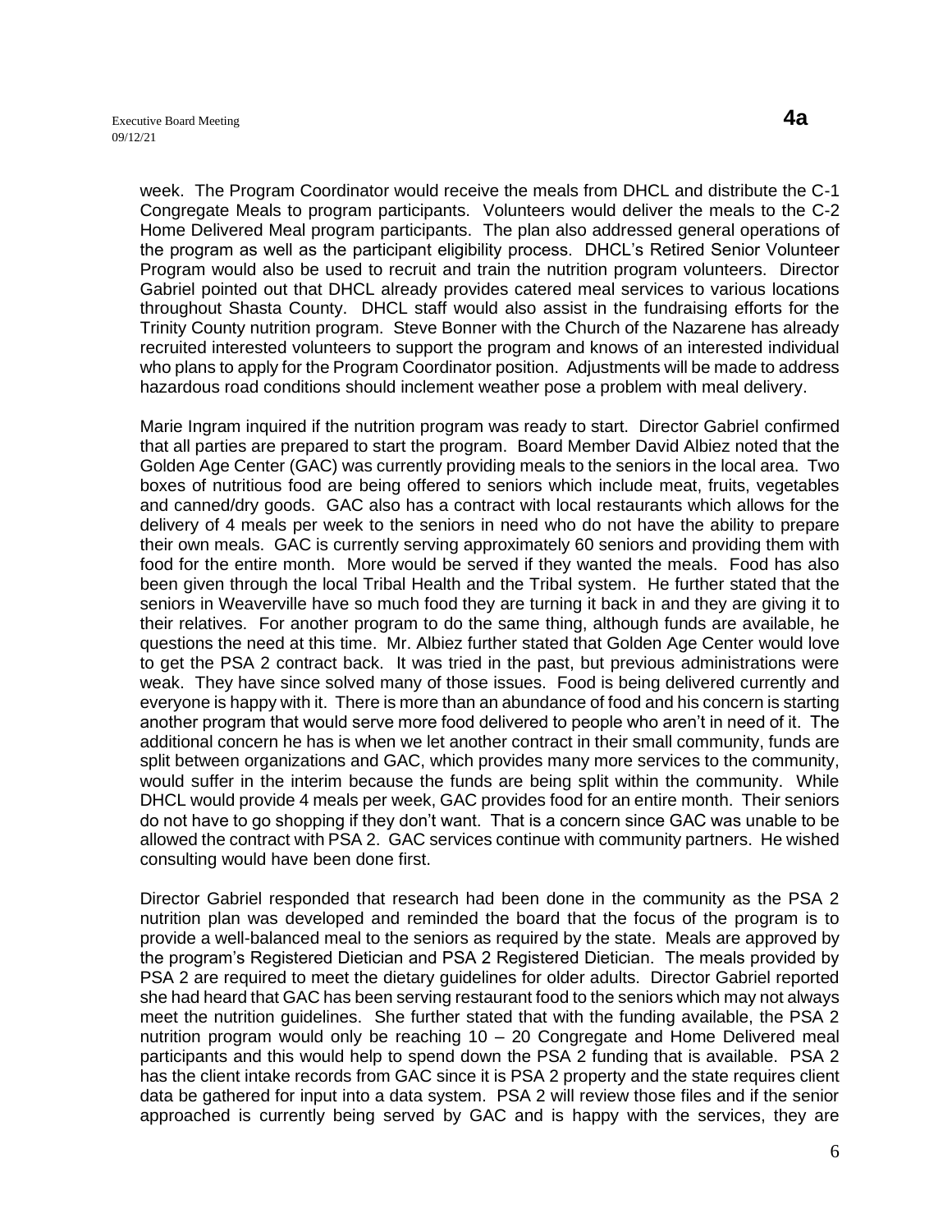week. The Program Coordinator would receive the meals from DHCL and distribute the C-1 Congregate Meals to program participants. Volunteers would deliver the meals to the C-2 Home Delivered Meal program participants. The plan also addressed general operations of the program as well as the participant eligibility process. DHCL's Retired Senior Volunteer Program would also be used to recruit and train the nutrition program volunteers. Director Gabriel pointed out that DHCL already provides catered meal services to various locations throughout Shasta County. DHCL staff would also assist in the fundraising efforts for the Trinity County nutrition program. Steve Bonner with the Church of the Nazarene has already recruited interested volunteers to support the program and knows of an interested individual who plans to apply for the Program Coordinator position. Adjustments will be made to address hazardous road conditions should inclement weather pose a problem with meal delivery.

Marie Ingram inquired if the nutrition program was ready to start. Director Gabriel confirmed that all parties are prepared to start the program. Board Member David Albiez noted that the Golden Age Center (GAC) was currently providing meals to the seniors in the local area. Two boxes of nutritious food are being offered to seniors which include meat, fruits, vegetables and canned/dry goods. GAC also has a contract with local restaurants which allows for the delivery of 4 meals per week to the seniors in need who do not have the ability to prepare their own meals. GAC is currently serving approximately 60 seniors and providing them with food for the entire month. More would be served if they wanted the meals. Food has also been given through the local Tribal Health and the Tribal system. He further stated that the seniors in Weaverville have so much food they are turning it back in and they are giving it to their relatives. For another program to do the same thing, although funds are available, he questions the need at this time. Mr. Albiez further stated that Golden Age Center would love to get the PSA 2 contract back. It was tried in the past, but previous administrations were weak. They have since solved many of those issues. Food is being delivered currently and everyone is happy with it. There is more than an abundance of food and his concern is starting another program that would serve more food delivered to people who aren't in need of it. The additional concern he has is when we let another contract in their small community, funds are split between organizations and GAC, which provides many more services to the community, would suffer in the interim because the funds are being split within the community. While DHCL would provide 4 meals per week, GAC provides food for an entire month. Their seniors do not have to go shopping if they don't want. That is a concern since GAC was unable to be allowed the contract with PSA 2. GAC services continue with community partners. He wished consulting would have been done first.

Director Gabriel responded that research had been done in the community as the PSA 2 nutrition plan was developed and reminded the board that the focus of the program is to provide a well-balanced meal to the seniors as required by the state. Meals are approved by the program's Registered Dietician and PSA 2 Registered Dietician. The meals provided by PSA 2 are required to meet the dietary guidelines for older adults. Director Gabriel reported she had heard that GAC has been serving restaurant food to the seniors which may not always meet the nutrition guidelines. She further stated that with the funding available, the PSA 2 nutrition program would only be reaching 10 – 20 Congregate and Home Delivered meal participants and this would help to spend down the PSA 2 funding that is available. PSA 2 has the client intake records from GAC since it is PSA 2 property and the state requires client data be gathered for input into a data system. PSA 2 will review those files and if the senior approached is currently being served by GAC and is happy with the services, they are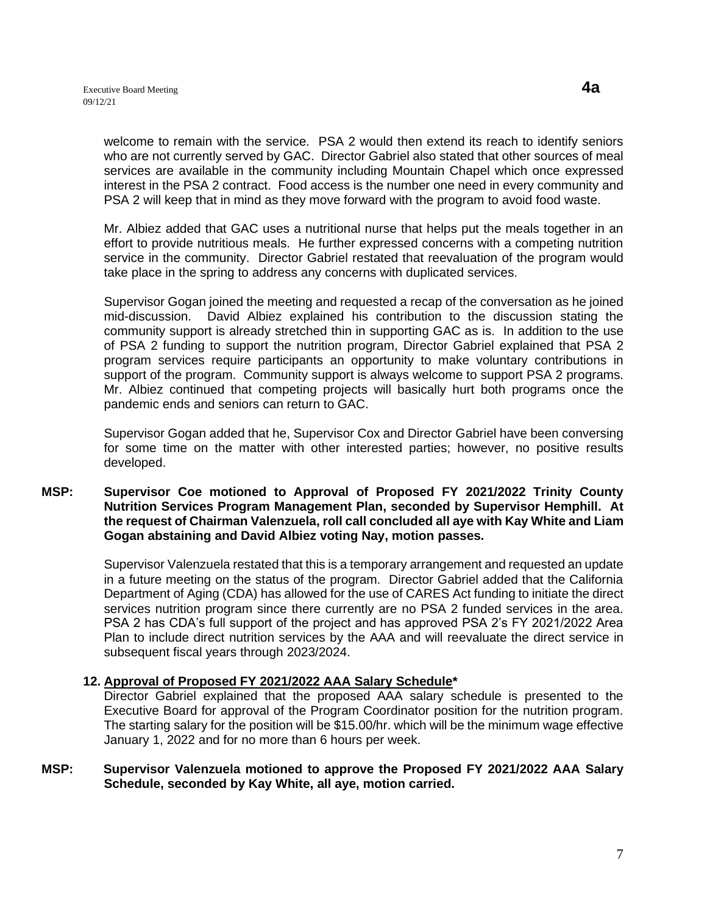welcome to remain with the service. PSA 2 would then extend its reach to identify seniors who are not currently served by GAC. Director Gabriel also stated that other sources of meal services are available in the community including Mountain Chapel which once expressed interest in the PSA 2 contract. Food access is the number one need in every community and PSA 2 will keep that in mind as they move forward with the program to avoid food waste.

Mr. Albiez added that GAC uses a nutritional nurse that helps put the meals together in an effort to provide nutritious meals. He further expressed concerns with a competing nutrition service in the community. Director Gabriel restated that reevaluation of the program would take place in the spring to address any concerns with duplicated services.

Supervisor Gogan joined the meeting and requested a recap of the conversation as he joined mid-discussion. David Albiez explained his contribution to the discussion stating the community support is already stretched thin in supporting GAC as is. In addition to the use of PSA 2 funding to support the nutrition program, Director Gabriel explained that PSA 2 program services require participants an opportunity to make voluntary contributions in support of the program. Community support is always welcome to support PSA 2 programs. Mr. Albiez continued that competing projects will basically hurt both programs once the pandemic ends and seniors can return to GAC.

Supervisor Gogan added that he, Supervisor Cox and Director Gabriel have been conversing for some time on the matter with other interested parties; however, no positive results developed.

**MSP: Supervisor Coe motioned to Approval of Proposed FY 2021/2022 Trinity County Nutrition Services Program Management Plan, seconded by Supervisor Hemphill. At the request of Chairman Valenzuela, roll call concluded all aye with Kay White and Liam Gogan abstaining and David Albiez voting Nay, motion passes.**

Supervisor Valenzuela restated that this is a temporary arrangement and requested an update in a future meeting on the status of the program. Director Gabriel added that the California Department of Aging (CDA) has allowed for the use of CARES Act funding to initiate the direct services nutrition program since there currently are no PSA 2 funded services in the area. PSA 2 has CDA's full support of the project and has approved PSA 2's FY 2021/2022 Area Plan to include direct nutrition services by the AAA and will reevaluate the direct service in subsequent fiscal years through 2023/2024.

**12. Approval of Proposed FY 2021/2022 AAA Salary Schedule***

Director Gabriel explained that the proposed AAA salary schedule is presented to the Executive Board for approval of the Program Coordinator position for the nutrition program. The starting salary for the position will be $15.00/hr. which will be the minimum wage effective January 1, 2022 and for no more than 6 hours per week.

**MSP: Supervisor Valenzuela motioned to approve the Proposed FY 2021/2022 AAA Salary Schedule, seconded by Kay White, all aye, motion carried.**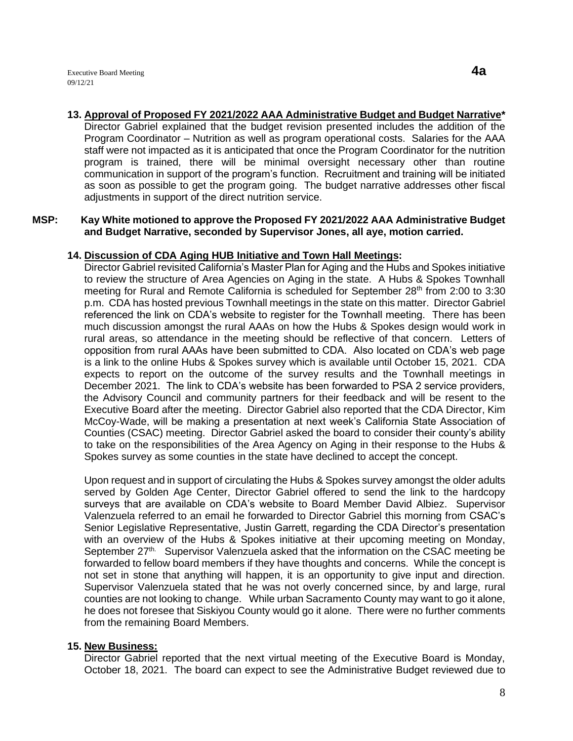**13. Approval of Proposed FY 2021/2022 AAA Administrative Budget and Budget Narrative***

Director Gabriel explained that the budget revision presented includes the addition of the Program Coordinator – Nutrition as well as program operational costs. Salaries for the AAA staff were not impacted as it is anticipated that once the Program Coordinator for the nutrition program is trained, there will be minimal oversight necessary other than routine communication in support of the program's function. Recruitment and training will be initiated as soon as possible to get the program going. The budget narrative addresses other fiscal adjustments in support of the direct nutrition service.

**MSP: Kay White motioned to approve the Proposed FY 2021/2022 AAA Administrative Budget and Budget Narrative, seconded by Supervisor Jones, all aye, motion carried.**

**14. Discussion of CDA Aging HUB Initiative and Town Hall Meetings:**

Director Gabriel revisited California's Master Plan for Aging and the Hubs and Spokes initiative to review the structure of Area Agencies on Aging in the state. A Hubs & Spokes Townhall meeting for Rural and Remote California is scheduled for September 28th from 2:00 to 3:30 p.m. CDA has hosted previous Townhall meetings in the state on this matter. Director Gabriel referenced the link on CDA's website to register for the Townhall meeting. There has been much discussion amongst the rural AAAs on how the Hubs & Spokes design would work in rural areas, so attendance in the meeting should be reflective of that concern. Letters of opposition from rural AAAs have been submitted to CDA. Also located on CDA's web page is a link to the online Hubs & Spokes survey which is available until October 15, 2021. CDA expects to report on the outcome of the survey results and the Townhall meetings in December 2021. The link to CDA's website has been forwarded to PSA 2 service providers, the Advisory Council and community partners for their feedback and will be resent to the Executive Board after the meeting. Director Gabriel also reported that the CDA Director, Kim McCoy-Wade, will be making a presentation at next week's California State Association of Counties (CSAC) meeting. Director Gabriel asked the board to consider their county's ability to take on the responsibilities of the Area Agency on Aging in their response to the Hubs & Spokes survey as some counties in the state have declined to accept the concept.

Upon request and in support of circulating the Hubs & Spokes survey amongst the older adults served by Golden Age Center, Director Gabriel offered to send the link to the hardcopy surveys that are available on CDA's website to Board Member David Albiez. Supervisor Valenzuela referred to an email he forwarded to Director Gabriel this morning from CSAC's Senior Legislative Representative, Justin Garrett, regarding the CDA Director's presentation with an overview of the Hubs & Spokes initiative at their upcoming meeting on Monday, September 27th. Supervisor Valenzuela asked that the information on the CSAC meeting be forwarded to fellow board members if they have thoughts and concerns. While the concept is not set in stone that anything will happen, it is an opportunity to give input and direction. Supervisor Valenzuela stated that he was not overly concerned since, by and large, rural counties are not looking to change. While urban Sacramento County may want to go it alone, he does not foresee that Siskiyou County would go it alone. There were no further comments from the remaining Board Members.

**15. New Business:**

Director Gabriel reported that the next virtual meeting of the Executive Board is Monday, October 18, 2021. The board can expect to see the Administrative Budget reviewed due to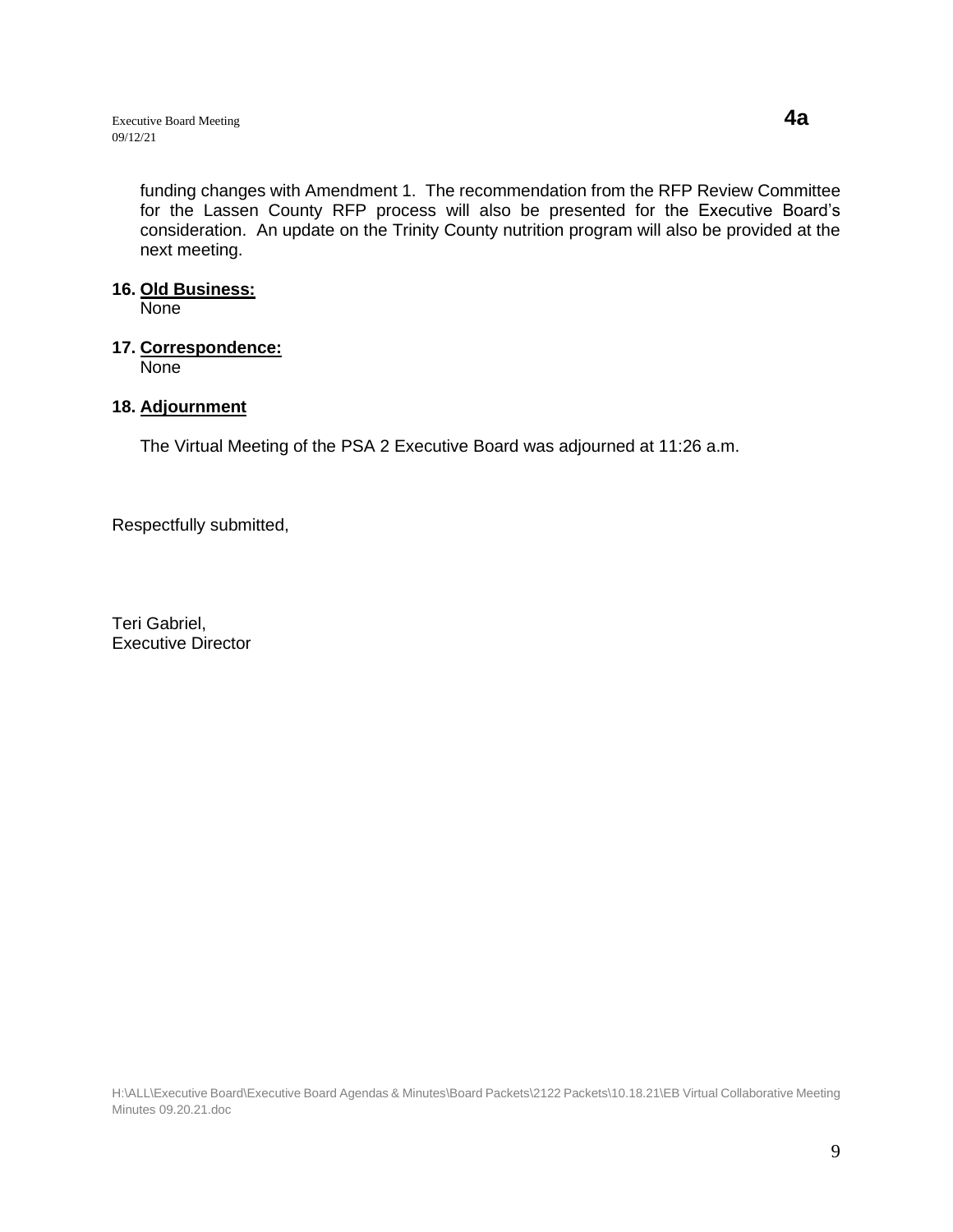funding changes with Amendment 1. The recommendation from the RFP Review Committee for the Lassen County RFP process will also be presented for the Executive Board's consideration. An update on the Trinity County nutrition program will also be provided at the next meeting.

**16. Old Business:**

None

**17. Correspondence:**

None

**18. Adjournment**

The Virtual Meeting of the PSA 2 Executive Board was adjourned at 11:26 a.m.

Respectfully submitted,

Teri Gabriel,
Executive Director